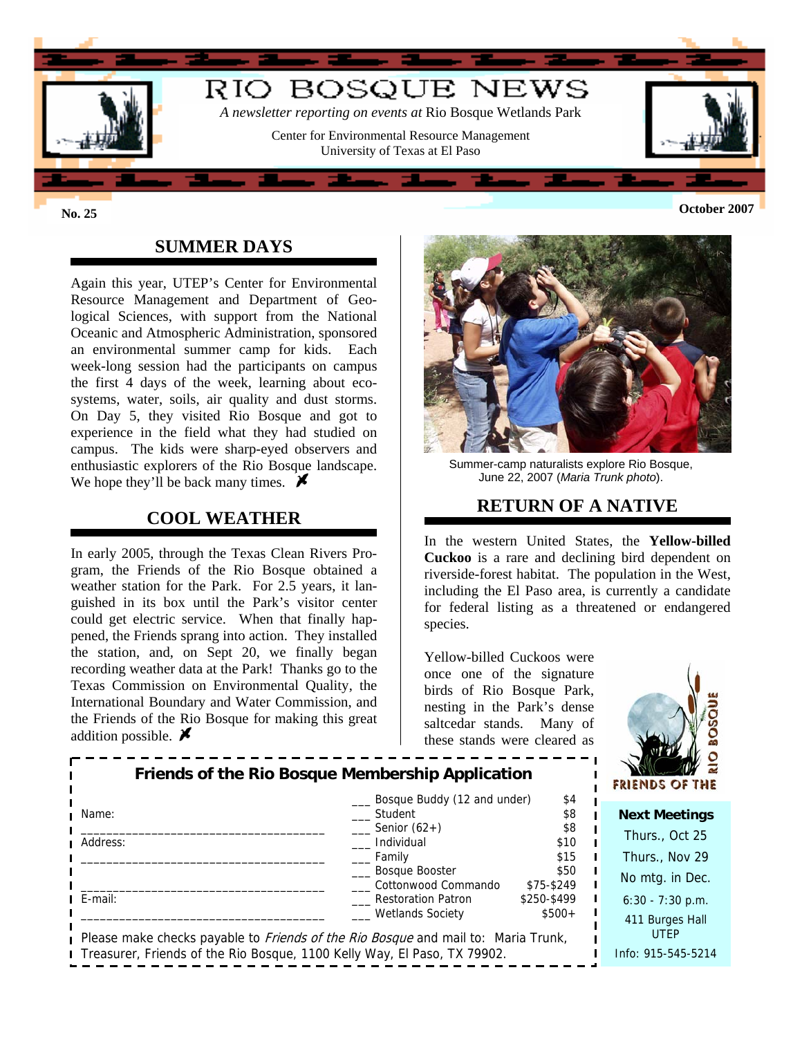# RIO BOSQUE NEWS

*A newsletter reporting on events at* Rio Bosque Wetlands Park

Center for Environmental Resource Management
University of Texas at El Paso

**No. 25** **October 2007**

## SUMMER DAYS

Again this year, UTEP's Center for Environmental Resource Management and Department of Geological Sciences, with support from the National Oceanic and Atmospheric Administration, sponsored an environmental summer camp for kids. Each week-long session had the participants on campus the first 4 days of the week, learning about ecosystems, water, soils, air quality and dust storms. On Day 5, they visited Rio Bosque and got to experience in the field what they had studied on campus. The kids were sharp-eyed observers and enthusiastic explorers of the Rio Bosque landscape. We hope they'll be back many times.

## COOL WEATHER

In early 2005, through the Texas Clean Rivers Program, the Friends of the Rio Bosque obtained a weather station for the Park. For 2.5 years, it languished in its box until the Park's visitor center could get electric service. When that finally happened, the Friends sprang into action. They installed the station, and, on Sept 20, we finally began recording weather data at the Park! Thanks go to the Texas Commission on Environmental Quality, the International Boundary and Water Commission, and the Friends of the Rio Bosque for making this great addition possible.

Summer-camp naturalists explore Rio Bosque, June 22, 2007 (*Maria Trunk photo*).

## RETURN OF A NATIVE

In the western United States, the **Yellow-billed Cuckoo** is a rare and declining bird dependent on riverside-forest habitat. The population in the West, including the El Paso area, is currently a candidate for federal listing as a threatened or endangered species.

Yellow-billed Cuckoos were once one of the signature birds of Rio Bosque Park, nesting in the Park's dense saltcedar stands. Many of these stands were cleared as

### Friends of the Rio Bosque Membership Application

Name: ____________________________________

Address: ____________________________________

____________________________________

E-mail: ____________________________________

| | Membership | Amount |
|---|---|---|
| ___ | Bosque Buddy (12 and under) | $4 |
| ___ | Student | $8 |
| ___ | Senior (62+) | $8 |
| ___ | Individual | $10 |
| ___ | Family | $15 |
| ___ | Bosque Booster | $50 |
| ___ | Cottonwood Commando | $75-$249 |
| ___ | Restoration Patron | $250-$499 |
| ___ | Wetlands Society | $500+ |

Please make checks payable to *Friends of the Rio Bosque* and mail to: Maria Trunk, Treasurer, Friends of the Rio Bosque, 1100 Kelly Way, El Paso, TX 79902.

FRIENDS OF THE RIO BOSQUE

**Next Meetings**

Thurs., Oct 25

Thurs., Nov 29

No mtg. in Dec.

6:30 - 7:30 p.m.

411 Burges Hall
UTEP

Info: 915-545-5214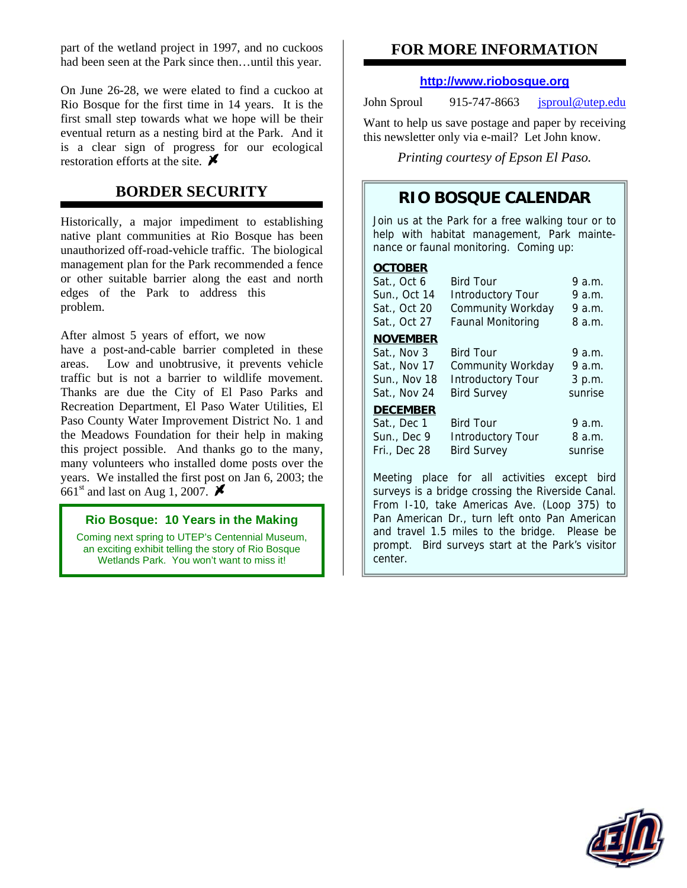part of the wetland project in 1997, and no cuckoos had been seen at the Park since then…until this year.

On June 26-28, we were elated to find a cuckoo at Rio Bosque for the first time in 14 years. It is the first small step towards what we hope will be their eventual return as a nesting bird at the Park. And it is a clear sign of progress for our ecological restoration efforts at the site.

## BORDER SECURITY

Historically, a major impediment to establishing native plant communities at Rio Bosque has been unauthorized off-road-vehicle traffic. The biological management plan for the Park recommended a fence or other suitable barrier along the east and north edges of the Park to address this problem.

After almost 5 years of effort, we now have a post-and-cable barrier completed in these areas. Low and unobtrusive, it prevents vehicle traffic but is not a barrier to wildlife movement. Thanks are due the City of El Paso Parks and Recreation Department, El Paso Water Utilities, El Paso County Water Improvement District No. 1 and the Meadows Foundation for their help in making this project possible. And thanks go to the many, many volunteers who installed dome posts over the years. We installed the first post on Jan 6, 2003; the 661st and last on Aug 1, 2007.

**Rio Bosque: 10 Years in the Making**

Coming next spring to UTEP's Centennial Museum, an exciting exhibit telling the story of Rio Bosque Wetlands Park. You won't want to miss it!

## FOR MORE INFORMATION

**http://www.riobosque.org**

John Sproul 915-747-8663 jsproul@utep.edu

Want to help us save postage and paper by receiving this newsletter only via e-mail? Let John know.

*Printing courtesy of Epson El Paso.*

## RIO BOSQUE CALENDAR

Join us at the Park for a free walking tour or to help with habitat management, Park maintenance or faunal monitoring. Coming up:

| | | |
|---|---|---|
| **OCTOBER** | | |
| Sat., Oct 6 | Bird Tour | 9 a.m. |
| Sun., Oct 14 | Introductory Tour | 9 a.m. |
| Sat., Oct 20 | Community Workday | 9 a.m. |
| Sat., Oct 27 | Faunal Monitoring | 8 a.m. |
| **NOVEMBER** | | |
| Sat., Nov 3 | Bird Tour | 9 a.m. |
| Sat., Nov 17 | Community Workday | 9 a.m. |
| Sun., Nov 18 | Introductory Tour | 3 p.m. |
| Sat., Nov 24 | Bird Survey | sunrise |
| **DECEMBER** | | |
| Sat., Dec 1 | Bird Tour | 9 a.m. |
| Sun., Dec 9 | Introductory Tour | 8 a.m. |
| Fri., Dec 28 | Bird Survey | sunrise |

Meeting place for all activities except bird surveys is a bridge crossing the Riverside Canal. From I-10, take Americas Ave. (Loop 375) to Pan American Dr., turn left onto Pan American and travel 1.5 miles to the bridge. Please be prompt. Bird surveys start at the Park's visitor center.